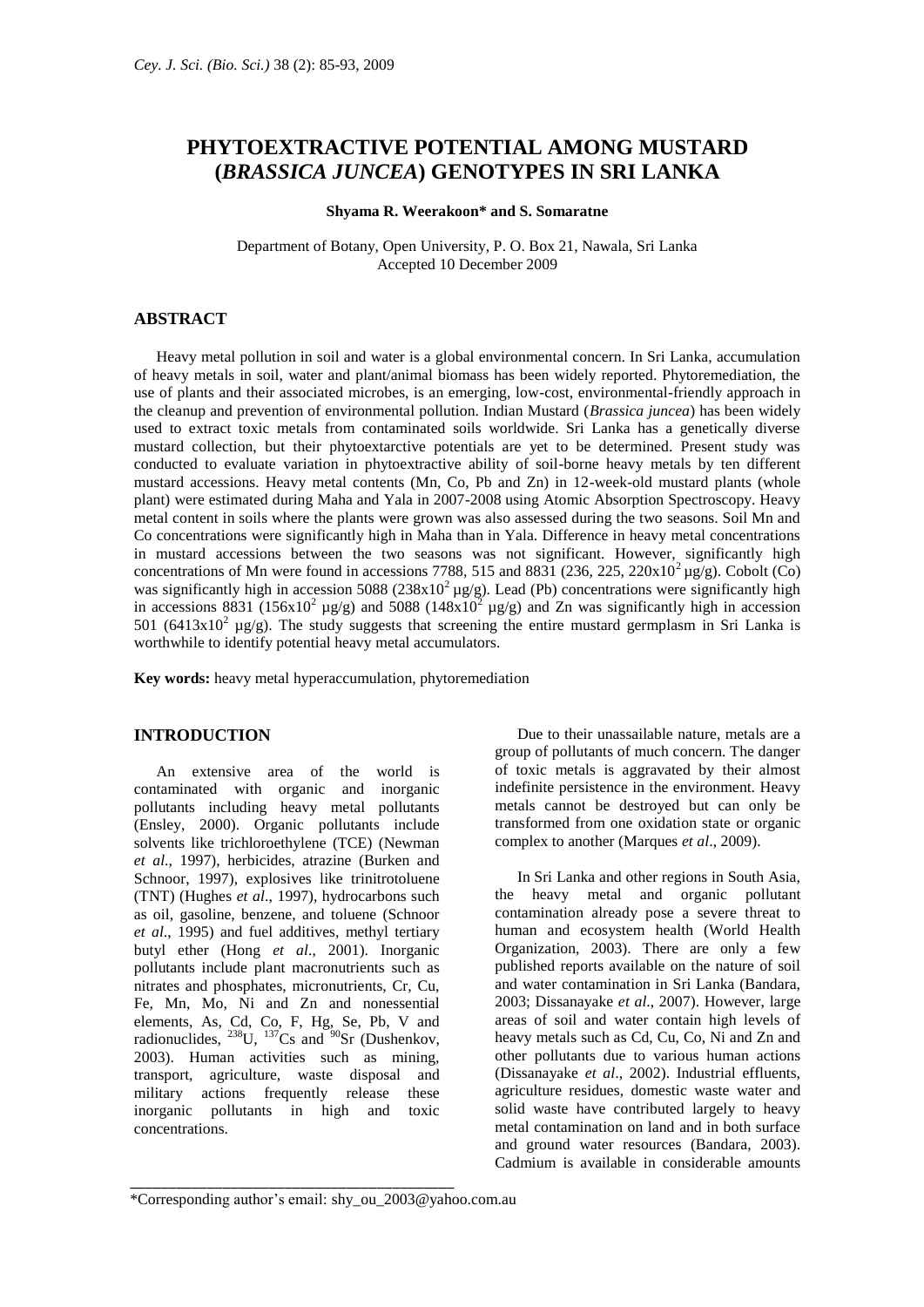# PHYTOEXTRACTIVE POTENTIAL AMONG MUSTARD (*BRASSICA JUNCEA*) GENOTYPES IN SRI LANKA

**Shyama R. Weerakoon\* and S. Somaratne**

Department of Botany, Open University, P. O. Box 21, Nawala, Sri Lanka
Accepted 10 December 2009

## ABSTRACT

Heavy metal pollution in soil and water is a global environmental concern. In Sri Lanka, accumulation of heavy metals in soil, water and plant/animal biomass has been widely reported. Phytoremediation, the use of plants and their associated microbes, is an emerging, low-cost, environmental-friendly approach in the cleanup and prevention of environmental pollution. Indian Mustard (*Brassica juncea*) has been widely used to extract toxic metals from contaminated soils worldwide. Sri Lanka has a genetically diverse mustard collection, but their phytoextarctive potentials are yet to be determined. Present study was conducted to evaluate variation in phytoextractive ability of soil-borne heavy metals by ten different mustard accessions. Heavy metal contents (Mn, Co, Pb and Zn) in 12-week-old mustard plants (whole plant) were estimated during Maha and Yala in 2007-2008 using Atomic Absorption Spectroscopy. Heavy metal content in soils where the plants were grown was also assessed during the two seasons. Soil Mn and Co concentrations were significantly high in Maha than in Yala. Difference in heavy metal concentrations in mustard accessions between the two seasons was not significant. However, significantly high concentrations of Mn were found in accessions 7788, 515 and 8831 (236, 225, $220 \times 10^2$ µg/g). Cobolt (Co) was significantly high in accession 5088 ($238 \times 10^2$ µg/g). Lead (Pb) concentrations were significantly high in accessions 8831 ($156 \times 10^2$ µg/g) and 5088 ($148 \times 10^2$ µg/g) and Zn was significantly high in accession 501 ($6413 \times 10^2$ µg/g). The study suggests that screening the entire mustard germplasm in Sri Lanka is worthwhile to identify potential heavy metal accumulators.

**Key words:** heavy metal hyperaccumulation, phytoremediation

## INTRODUCTION

An extensive area of the world is contaminated with organic and inorganic pollutants including heavy metal pollutants (Ensley, 2000). Organic pollutants include solvents like trichloroethylene (TCE) (Newman *et al*., 1997), herbicides, atrazine (Burken and Schnoor, 1997), explosives like trinitrotoluene (TNT) (Hughes *et al*., 1997), hydrocarbons such as oil, gasoline, benzene, and toluene (Schnoor *et al*., 1995) and fuel additives, methyl tertiary butyl ether (Hong *et al*., 2001). Inorganic pollutants include plant macronutrients such as nitrates and phosphates, micronutrients, Cr, Cu, Fe, Mn, Mo, Ni and Zn and nonessential elements, As, Cd, Co, F, Hg, Se, Pb, V and radionuclides, $^{238}U$, $^{137}Cs$ and $^{90}Sr$ (Dushenkov, 2003). Human activities such as mining, transport, agriculture, waste disposal and military actions frequently release these inorganic pollutants in high and toxic concentrations.

Due to their unassailable nature, metals are a group of pollutants of much concern. The danger of toxic metals is aggravated by their almost indefinite persistence in the environment. Heavy metals cannot be destroyed but can only be transformed from one oxidation state or organic complex to another (Marques *et al*., 2009).

In Sri Lanka and other regions in South Asia, the heavy metal and organic pollutant contamination already pose a severe threat to human and ecosystem health (World Health Organization, 2003). There are only a few published reports available on the nature of soil and water contamination in Sri Lanka (Bandara, 2003; Dissanayake *et al*., 2007). However, large areas of soil and water contain high levels of heavy metals such as Cd, Cu, Co, Ni and Zn and other pollutants due to various human actions (Dissanayake *et al*., 2002). Industrial effluents, agriculture residues, domestic waste water and solid waste have contributed largely to heavy metal contamination on land and in both surface and ground water resources (Bandara, 2003). Cadmium is available in considerable amounts

\*Corresponding author's email: shy_ou_2003@yahoo.com.au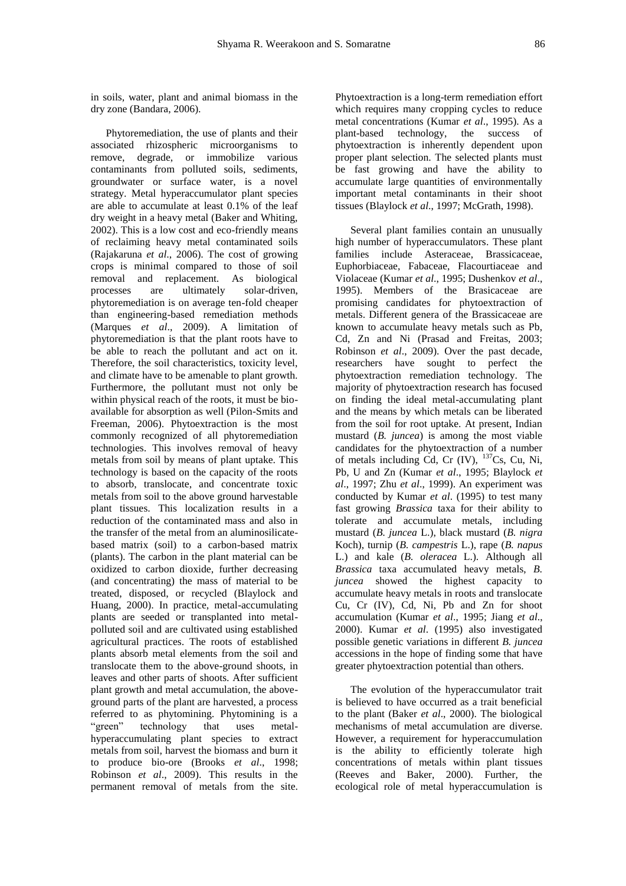in soils, water, plant and animal biomass in the dry zone (Bandara, 2006).

Phytoremediation, the use of plants and their associated rhizospheric microorganisms to remove, degrade, or immobilize various contaminants from polluted soils, sediments, groundwater or surface water, is a novel strategy. Metal hyperaccumulator plant species are able to accumulate at least 0.1% of the leaf dry weight in a heavy metal (Baker and Whiting, 2002). This is a low cost and eco-friendly means of reclaiming heavy metal contaminated soils (Rajakaruna *et al*., 2006). The cost of growing crops is minimal compared to those of soil removal and replacement. As biological processes are ultimately solar-driven, phytoremediation is on average ten-fold cheaper than engineering-based remediation methods (Marques *et al*., 2009). A limitation of phytoremediation is that the plant roots have to be able to reach the pollutant and act on it. Therefore, the soil characteristics, toxicity level, and climate have to be amenable to plant growth. Furthermore, the pollutant must not only be within physical reach of the roots, it must be bio-available for absorption as well (Pilon-Smits and Freeman, 2006). Phytoextraction is the most commonly recognized of all phytoremediation technologies. This involves removal of heavy metals from soil by means of plant uptake. This technology is based on the capacity of the roots to absorb, translocate, and concentrate toxic metals from soil to the above ground harvestable plant tissues. This localization results in a reduction of the contaminated mass and also in the transfer of the metal from an aluminosilicate-based matrix (soil) to a carbon-based matrix (plants). The carbon in the plant material can be oxidized to carbon dioxide, further decreasing (and concentrating) the mass of material to be treated, disposed, or recycled (Blaylock and Huang, 2000). In practice, metal-accumulating plants are seeded or transplanted into metal-polluted soil and are cultivated using established agricultural practices. The roots of established plants absorb metal elements from the soil and translocate them to the above-ground shoots, in leaves and other parts of shoots. After sufficient plant growth and metal accumulation, the above-ground parts of the plant are harvested, a process referred to as phytomining. Phytomining is a "green" technology that uses metal-hyperaccumulating plant species to extract metals from soil, harvest the biomass and burn it to produce bio-ore (Brooks *et al*., 1998; Robinson *et al*., 2009). This results in the permanent removal of metals from the site. Phytoextraction is a long-term remediation effort which requires many cropping cycles to reduce metal concentrations (Kumar *et al*., 1995). As a plant-based technology, the success of phytoextraction is inherently dependent upon proper plant selection. The selected plants must be fast growing and have the ability to accumulate large quantities of environmentally important metal contaminants in their shoot tissues (Blaylock *et al*., 1997; McGrath, 1998).

Several plant families contain an unusually high number of hyperaccumulators. These plant families include Asteraceae, Brassicaceae, Euphorbiaceae, Fabaceae, Flacourtiaceae and Violaceae (Kumar *et al*., 1995; Dushenkov *et al*., 1995). Members of the Brasicaceae are promising candidates for phytoextraction of metals. Different genera of the Brassicaceae are known to accumulate heavy metals such as Pb, Cd, Zn and Ni (Prasad and Freitas, 2003; Robinson *et al*., 2009). Over the past decade, researchers have sought to perfect the phytoextraction remediation technology. The majority of phytoextraction research has focused on finding the ideal metal-accumulating plant and the means by which metals can be liberated from the soil for root uptake. At present, Indian mustard (*B. juncea*) is among the most viable candidates for the phytoextraction of a number of metals including Cd, Cr (IV), $^{137}$Cs, Cu, Ni, Pb, U and Zn (Kumar *et al*., 1995; Blaylock *et al*., 1997; Zhu *et al*., 1999). An experiment was conducted by Kumar *et al*. (1995) to test many fast growing *Brassica* taxa for their ability to tolerate and accumulate metals, including mustard (*B. juncea* L.), black mustard (*B. nigra* Koch), turnip (*B. campestris* L.), rape (*B. napus* L.) and kale (*B. oleracea* L.). Although all *Brassica* taxa accumulated heavy metals, *B. juncea* showed the highest capacity to accumulate heavy metals in roots and translocate Cu, Cr (IV), Cd, Ni, Pb and Zn for shoot accumulation (Kumar *et al*., 1995; Jiang *et al*., 2000). Kumar *et al*. (1995) also investigated possible genetic variations in different *B. juncea* accessions in the hope of finding some that have greater phytoextraction potential than others.

The evolution of the hyperaccumulator trait is believed to have occurred as a trait beneficial to the plant (Baker *et al*., 2000). The biological mechanisms of metal accumulation are diverse. However, a requirement for hyperaccumulation is the ability to efficiently tolerate high concentrations of metals within plant tissues (Reeves and Baker, 2000). Further, the ecological role of metal hyperaccumulation is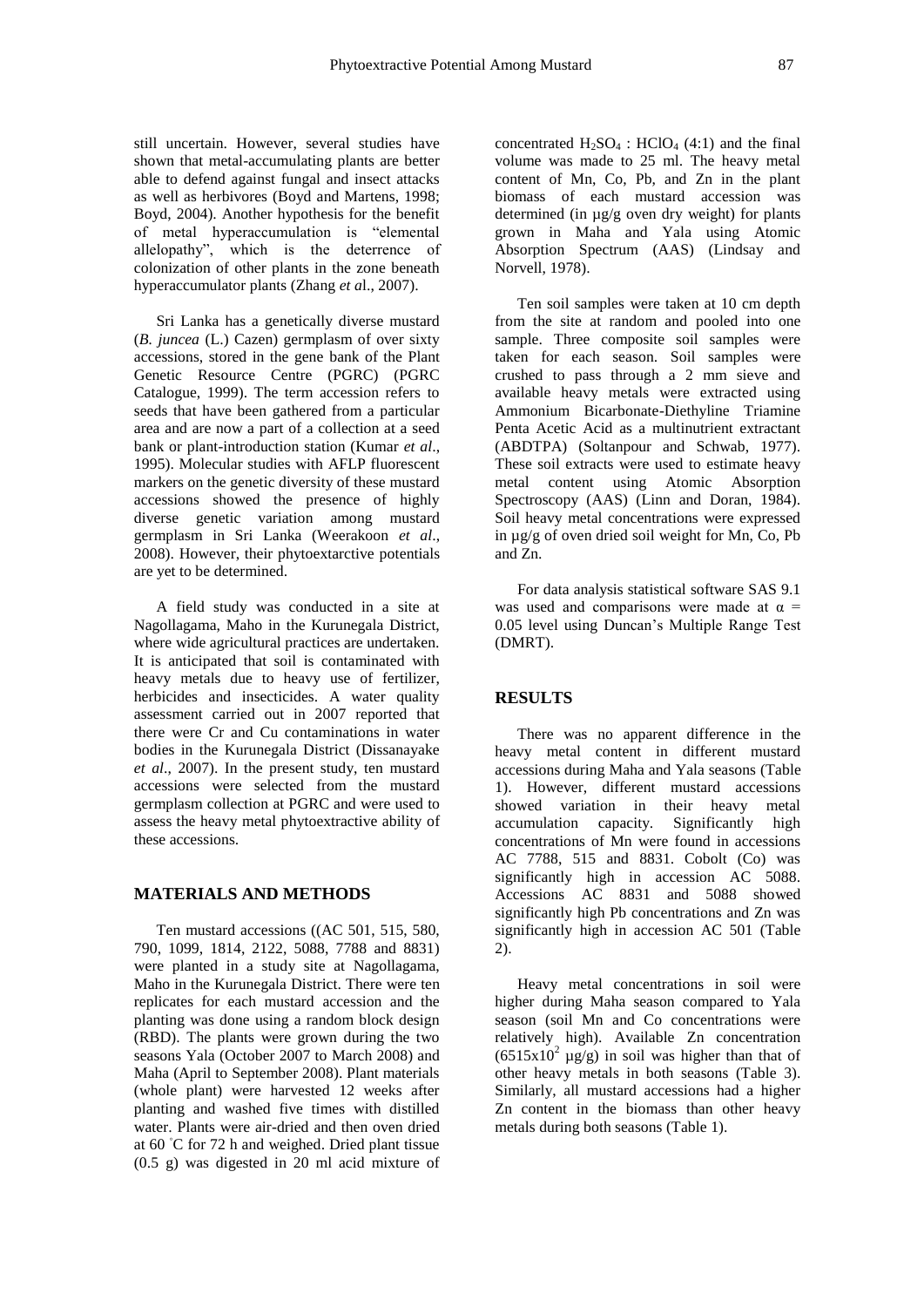still uncertain. However, several studies have shown that metal-accumulating plants are better able to defend against fungal and insect attacks as well as herbivores (Boyd and Martens, 1998; Boyd, 2004). Another hypothesis for the benefit of metal hyperaccumulation is "elemental allelopathy", which is the deterrence of colonization of other plants in the zone beneath hyperaccumulator plants (Zhang *et a*l., 2007).

Sri Lanka has a genetically diverse mustard (*B. juncea* (L.) Cazen) germplasm of over sixty accessions, stored in the gene bank of the Plant Genetic Resource Centre (PGRC) (PGRC Catalogue, 1999). The term accession refers to seeds that have been gathered from a particular area and are now a part of a collection at a seed bank or plant-introduction station (Kumar *et al*., 1995). Molecular studies with AFLP fluorescent markers on the genetic diversity of these mustard accessions showed the presence of highly diverse genetic variation among mustard germplasm in Sri Lanka (Weerakoon *et al*., 2008). However, their phytoextarctive potentials are yet to be determined.

A field study was conducted in a site at Nagollagama, Maho in the Kurunegala District, where wide agricultural practices are undertaken. It is anticipated that soil is contaminated with heavy metals due to heavy use of fertilizer, herbicides and insecticides. A water quality assessment carried out in 2007 reported that there were Cr and Cu contaminations in water bodies in the Kurunegala District (Dissanayake *et al*., 2007). In the present study, ten mustard accessions were selected from the mustard germplasm collection at PGRC and were used to assess the heavy metal phytoextractive ability of these accessions.

## MATERIALS AND METHODS

Ten mustard accessions ((AC 501, 515, 580, 790, 1099, 1814, 2122, 5088, 7788 and 8831) were planted in a study site at Nagollagama, Maho in the Kurunegala District. There were ten replicates for each mustard accession and the planting was done using a random block design (RBD). The plants were grown during the two seasons Yala (October 2007 to March 2008) and Maha (April to September 2008). Plant materials (whole plant) were harvested 12 weeks after planting and washed five times with distilled water. Plants were air-dried and then oven dried at 60 °C for 72 h and weighed. Dried plant tissue (0.5 g) was digested in 20 ml acid mixture of concentrated $H_2SO_4$ : $HClO_4$ (4:1) and the final volume was made to 25 ml. The heavy metal content of Mn, Co, Pb, and Zn in the plant biomass of each mustard accession was determined (in µg/g oven dry weight) for plants grown in Maha and Yala using Atomic Absorption Spectrum (AAS) (Lindsay and Norvell, 1978).

Ten soil samples were taken at 10 cm depth from the site at random and pooled into one sample. Three composite soil samples were taken for each season. Soil samples were crushed to pass through a 2 mm sieve and available heavy metals were extracted using Ammonium Bicarbonate-Diethyline Triamine Penta Acetic Acid as a multinutrient extractant (ABDTPA) (Soltanpour and Schwab, 1977). These soil extracts were used to estimate heavy metal content using Atomic Absorption Spectroscopy (AAS) (Linn and Doran, 1984). Soil heavy metal concentrations were expressed in µg/g of oven dried soil weight for Mn, Co, Pb and Zn.

For data analysis statistical software SAS 9.1 was used and comparisons were made at $\alpha$ = 0.05 level using Duncan's Multiple Range Test (DMRT).

## RESULTS

There was no apparent difference in the heavy metal content in different mustard accessions during Maha and Yala seasons (Table 1). However, different mustard accessions showed variation in their heavy metal accumulation capacity. Significantly high concentrations of Mn were found in accessions AC 7788, 515 and 8831. Cobolt (Co) was significantly high in accession AC 5088. Accessions AC 8831 and 5088 showed significantly high Pb concentrations and Zn was significantly high in accession AC 501 (Table 2).

Heavy metal concentrations in soil were higher during Maha season compared to Yala season (soil Mn and Co concentrations were relatively high). Available Zn concentration ($6515x10^2$ µg/g) in soil was higher than that of other heavy metals in both seasons (Table 3). Similarly, all mustard accessions had a higher Zn content in the biomass than other heavy metals during both seasons (Table 1).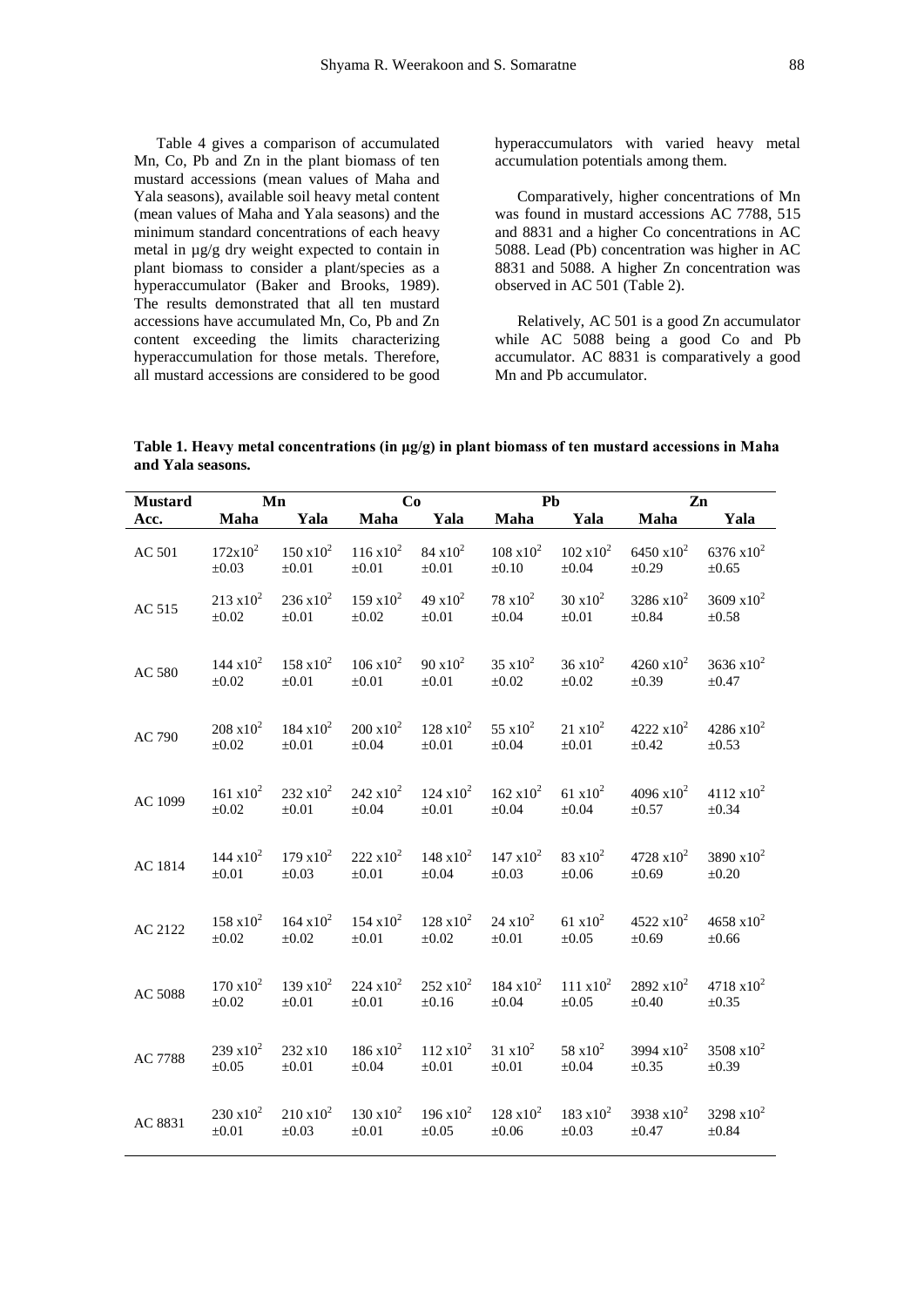Table 4 gives a comparison of accumulated Mn, Co, Pb and Zn in the plant biomass of ten mustard accessions (mean values of Maha and Yala seasons), available soil heavy metal content (mean values of Maha and Yala seasons) and the minimum standard concentrations of each heavy metal in µg/g dry weight expected to contain in plant biomass to consider a plant/species as a hyperaccumulator (Baker and Brooks, 1989). The results demonstrated that all ten mustard accessions have accumulated Mn, Co, Pb and Zn content exceeding the limits characterizing hyperaccumulation for those metals. Therefore, all mustard accessions are considered to be good hyperaccumulators with varied heavy metal accumulation potentials among them.

Comparatively, higher concentrations of Mn was found in mustard accessions AC 7788, 515 and 8831 and a higher Co concentrations in AC 5088. Lead (Pb) concentration was higher in AC 8831 and 5088. A higher Zn concentration was observed in AC 501 (Table 2).

Relatively, AC 501 is a good Zn accumulator while AC 5088 being a good Co and Pb accumulator. AC 8831 is comparatively a good Mn and Pb accumulator.

**Table 1. Heavy metal concentrations (in µg/g) in plant biomass of ten mustard accessions in Maha and Yala seasons.**

| Mustard | Mn | | Co | | Pb | | Zn | |
|---|---|---|---|---|---|---|---|---|
| Acc. | Maha | Yala | Maha | Yala | Maha | Yala | Maha | Yala |
| AC 501 | $172 \times 10^2$ ±0.03 | $150 \times 10^2$ ±0.01 | $116 \times 10^2$ ±0.01 | $84 \times 10^2$ ±0.01 | $108 \times 10^2$ ±0.10 | $102 \times 10^2$ ±0.04 | $6450 \times 10^2$ ±0.29 | $6376 \times 10^2$ ±0.65 |
| AC 515 | $213 \times 10^2$ ±0.02 | $236 \times 10^2$ ±0.01 | $159 \times 10^2$ ±0.02 | $49 \times 10^2$ ±0.01 | $78 \times 10^2$ ±0.04 | $30 \times 10^2$ ±0.01 | $3286 \times 10^2$ ±0.84 | $3609 \times 10^2$ ±0.58 |
| AC 580 | $144 \times 10^2$ ±0.02 | $158 \times 10^2$ ±0.01 | $106 \times 10^2$ ±0.01 | $90 \times 10^2$ ±0.01 | $35 \times 10^2$ ±0.02 | $36 \times 10^2$ ±0.02 | $4260 \times 10^2$ ±0.39 | $3636 \times 10^2$ ±0.47 |
| AC 790 | $208 \times 10^2$ ±0.02 | $184 \times 10^2$ ±0.01 | $200 \times 10^2$ ±0.04 | $128 \times 10^2$ ±0.01 | $55 \times 10^2$ ±0.04 | $21 \times 10^2$ ±0.01 | $4222 \times 10^2$ ±0.42 | $4286 \times 10^2$ ±0.53 |
| AC 1099 | $161 \times 10^2$ ±0.02 | $232 \times 10^2$ ±0.01 | $242 \times 10^2$ ±0.04 | $124 \times 10^2$ ±0.01 | $162 \times 10^2$ ±0.04 | $61 \times 10^2$ ±0.04 | $4096 \times 10^2$ ±0.57 | $4112 \times 10^2$ ±0.34 |
| AC 1814 | $144 \times 10^2$ ±0.01 | $179 \times 10^2$ ±0.03 | $222 \times 10^2$ ±0.01 | $148 \times 10^2$ ±0.04 | $147 \times 10^2$ ±0.03 | $83 \times 10^2$ ±0.06 | $4728 \times 10^2$ ±0.69 | $3890 \times 10^2$ ±0.20 |
| AC 2122 | $158 \times 10^2$ ±0.02 | $164 \times 10^2$ ±0.02 | $154 \times 10^2$ ±0.01 | $128 \times 10^2$ ±0.02 | $24 \times 10^2$ ±0.01 | $61 \times 10^2$ ±0.05 | $4522 \times 10^2$ ±0.69 | $4658 \times 10^2$ ±0.66 |
| AC 5088 | $170 \times 10^2$ ±0.02 | $139 \times 10^2$ ±0.01 | $224 \times 10^2$ ±0.01 | $252 \times 10^2$ ±0.16 | $184 \times 10^2$ ±0.04 | $111 \times 10^2$ ±0.05 | $2892 \times 10^2$ ±0.40 | $4718 \times 10^2$ ±0.35 |
| AC 7788 | $239 \times 10^2$ ±0.05 | $232 \times 10$ ±0.01 | $186 \times 10^2$ ±0.04 | $112 \times 10^2$ ±0.01 | $31 \times 10^2$ ±0.01 | $58 \times 10^2$ ±0.04 | $3994 \times 10^2$ ±0.35 | $3508 \times 10^2$ ±0.39 |
| AC 8831 | $230 \times 10^2$ ±0.01 | $210 \times 10^2$ ±0.03 | $130 \times 10^2$ ±0.01 | $196 \times 10^2$ ±0.05 | $128 \times 10^2$ ±0.06 | $183 \times 10^2$ ±0.03 | $3938 \times 10^2$ ±0.47 | $3298 \times 10^2$ ±0.84 |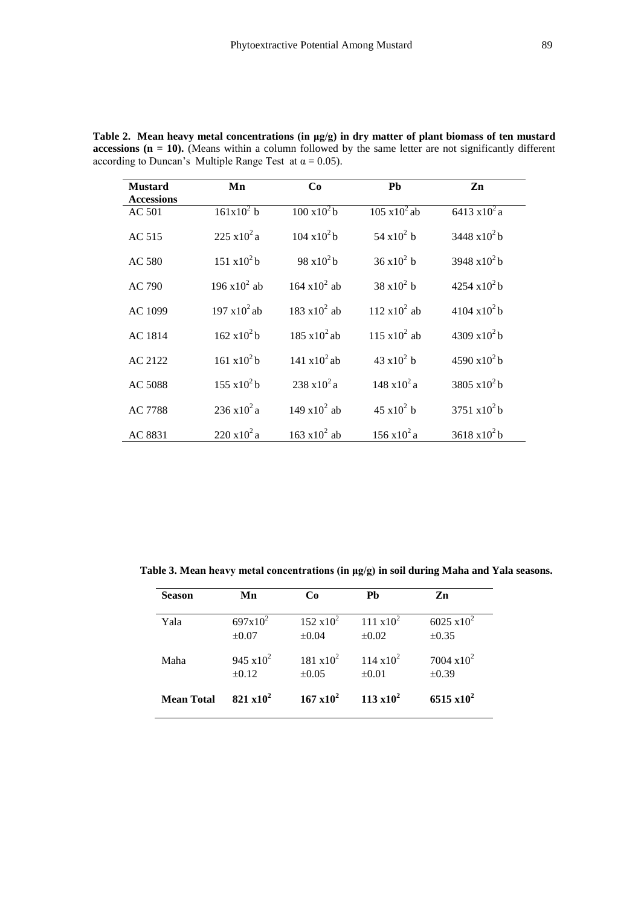**Table 2. Mean heavy metal concentrations (in µg/g) in dry matter of plant biomass of ten mustard accessions (n = 10).** (Means within a column followed by the same letter are not significantly different according to Duncan's Multiple Range Test at $\alpha = 0.05$).

| Mustard Accessions | Mn | Co | Pb | Zn |
|---|---|---|---|---|
| AC 501 | $161\text{x}10^2$ b | $100\ \text{x}10^2$ b | $105\ \text{x}10^2$ ab | $6413\ \text{x}10^2$ a |
| AC 515 | $225\ \text{x}10^2$ a | $104\ \text{x}10^2$ b | $54\ \text{x}10^2$ b | $3448\ \text{x}10^2$ b |
| AC 580 | $151\ \text{x}10^2$ b | $98\ \text{x}10^2$ b | $36\ \text{x}10^2$ b | $3948\ \text{x}10^2$ b |
| AC 790 | $196\ \text{x}10^2$ ab | $164\ \text{x}10^2$ ab | $38\ \text{x}10^2$ b | $4254\ \text{x}10^2$ b |
| AC 1099 | $197\ \text{x}10^2$ ab | $183\ \text{x}10^2$ ab | $112\ \text{x}10^2$ ab | $4104\ \text{x}10^2$ b |
| AC 1814 | $162\ \text{x}10^2$ b | $185\ \text{x}10^2$ ab | $115\ \text{x}10^2$ ab | $4309\ \text{x}10^2$ b |
| AC 2122 | $161\ \text{x}10^2$ b | $141\ \text{x}10^2$ ab | $43\ \text{x}10^2$ b | $4590\ \text{x}10^2$ b |
| AC 5088 | $155\ \text{x}10^2$ b | $238\ \text{x}10^2$ a | $148\ \text{x}10^2$ a | $3805\ \text{x}10^2$ b |
| AC 7788 | $236\ \text{x}10^2$ a | $149\ \text{x}10^2$ ab | $45\ \text{x}10^2$ b | $3751\ \text{x}10^2$ b |
| AC 8831 | $220\ \text{x}10^2$ a | $163\ \text{x}10^2$ ab | $156\ \text{x}10^2$ a | $3618\ \text{x}10^2$ b |

**Table 3. Mean heavy metal concentrations (in µg/g) in soil during Maha and Yala seasons.**

| Season | Mn | Co | Pb | Zn |
|---|---|---|---|---|
| Yala | $697\text{x}10^2$ ±0.07 | $152\ \text{x}10^2$ ±0.04 | $111\ \text{x}10^2$ ±0.02 | $6025\ \text{x}10^2$ ±0.35 |
| Maha | $945\ \text{x}10^2$ ±0.12 | $181\ \text{x}10^2$ ±0.05 | $114\ \text{x}10^2$ ±0.01 | $7004\ \text{x}10^2$ ±0.39 |
| **Mean Total** | **$821\ \text{x}10^2$** | **$167\ \text{x}10^2$** | **$113\ \text{x}10^2$** | **$6515\ \text{x}10^2$** |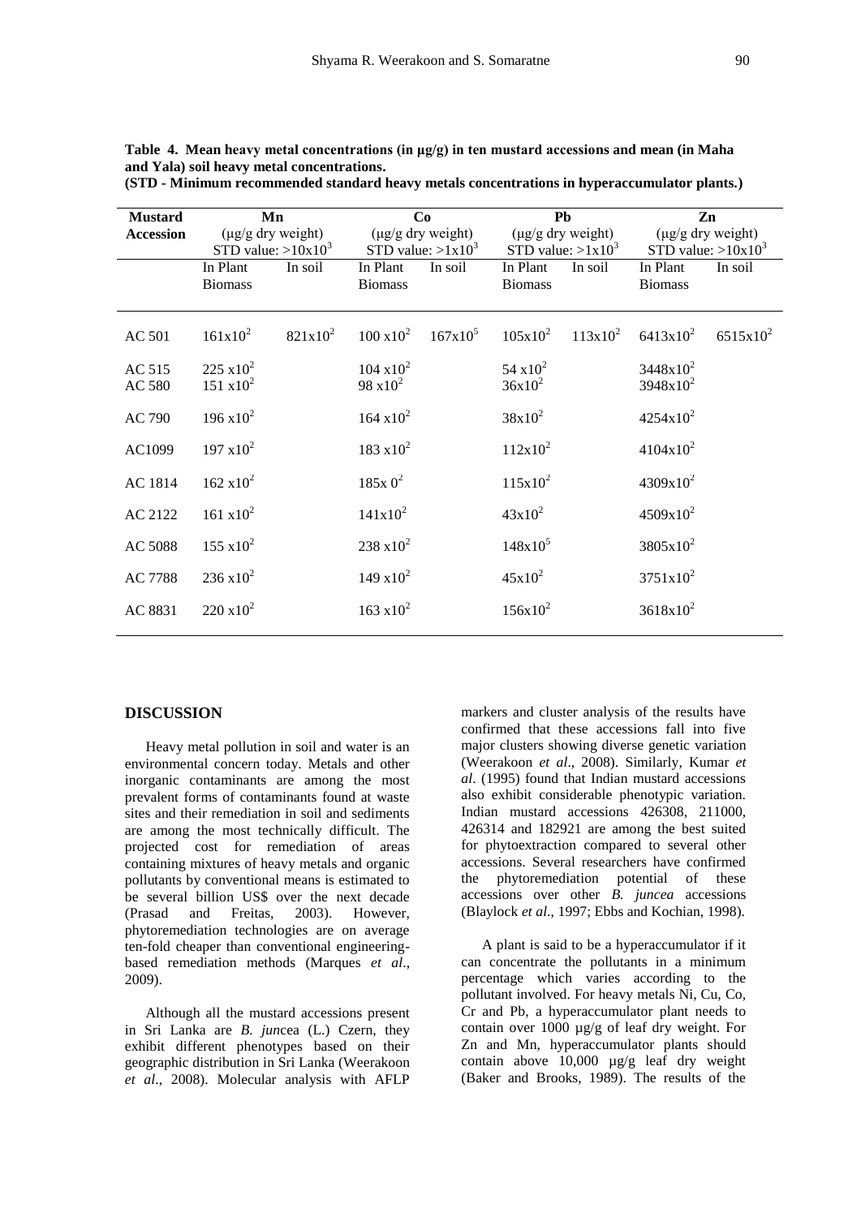**Table 4. Mean heavy metal concentrations (in µg/g) in ten mustard accessions and mean (in Maha and Yala) soil heavy metal concentrations.**
**(STD - Minimum recommended standard heavy metals concentrations in hyperaccumulator plants.)**

| Mustard Accession | Mn (µg/g dry weight) STD value: $>10x10^3$ | | Co (µg/g dry weight) STD value: $>1x10^3$ | | Pb (µg/g dry weight) STD value: $>1x10^3$ | | Zn (µg/g dry weight) STD value: $>10x10^3$ | |
|---|---|---|---|---|---|---|---|---|
| | In Plant Biomass | In soil | In Plant Biomass | In soil | In Plant Biomass | In soil | In Plant Biomass | In soil |
| AC 501 | $161x10^2$ | $821x10^2$ | $100\ x10^2$ | $167x10^5$ | $105x10^2$ | $113x10^2$ | $6413x10^2$ | $6515x10^2$ |
| AC 515 | $225\ x10^2$ | | $104\ x10^2$ | | $54\ x10^2$ | | $3448x10^2$ | |
| AC 580 | $151\ x10^2$ | | $98\ x10^2$ | | $36x10^2$ | | $3948x10^2$ | |
| AC 790 | $196\ x10^2$ | | $164\ x10^2$ | | $38x10^2$ | | $4254x10^2$ | |
| AC1099 | $197\ x10^2$ | | $183\ x10^2$ | | $112x10^2$ | | $4104x10^2$ | |
| AC 1814 | $162\ x10^2$ | | $185x\ 0^2$ | | $115x10^2$ | | $4309x10^2$ | |
| AC 2122 | $161\ x10^2$ | | $141x10^2$ | | $43x10^2$ | | $4509x10^2$ | |
| AC 5088 | $155\ x10^2$ | | $238\ x10^2$ | | $148x10^5$ | | $3805x10^2$ | |
| AC 7788 | $236\ x10^2$ | | $149\ x10^2$ | | $45x10^2$ | | $3751x10^2$ | |
| AC 8831 | $220\ x10^2$ | | $163\ x10^2$ | | $156x10^2$ | | $3618x10^2$ | |

## DISCUSSION

Heavy metal pollution in soil and water is an environmental concern today. Metals and other inorganic contaminants are among the most prevalent forms of contaminants found at waste sites and their remediation in soil and sediments are among the most technically difficult. The projected cost for remediation of areas containing mixtures of heavy metals and organic pollutants by conventional means is estimated to be several billion US$ over the next decade (Prasad and Freitas, 2003). However, phytoremediation technologies are on average ten-fold cheaper than conventional engineering-based remediation methods (Marques *et al*., 2009).

Although all the mustard accessions present in Sri Lanka are *B. jun*cea (L.) Czern, they exhibit different phenotypes based on their geographic distribution in Sri Lanka (Weerakoon *et al*., 2008). Molecular analysis with AFLP markers and cluster analysis of the results have confirmed that these accessions fall into five major clusters showing diverse genetic variation (Weerakoon *et al*., 2008). Similarly, Kumar *et al*. (1995) found that Indian mustard accessions also exhibit considerable phenotypic variation. Indian mustard accessions 426308, 211000, 426314 and 182921 are among the best suited for phytoextraction compared to several other accessions. Several researchers have confirmed the phytoremediation potential of these accessions over other *B. juncea* accessions (Blaylock *et al*., 1997; Ebbs and Kochian, 1998).

A plant is said to be a hyperaccumulator if it can concentrate the pollutants in a minimum percentage which varies according to the pollutant involved. For heavy metals Ni, Cu, Co, Cr and Pb, a hyperaccumulator plant needs to contain over 1000 µg/g of leaf dry weight. For Zn and Mn, hyperaccumulator plants should contain above 10,000 µg/g leaf dry weight (Baker and Brooks, 1989). The results of the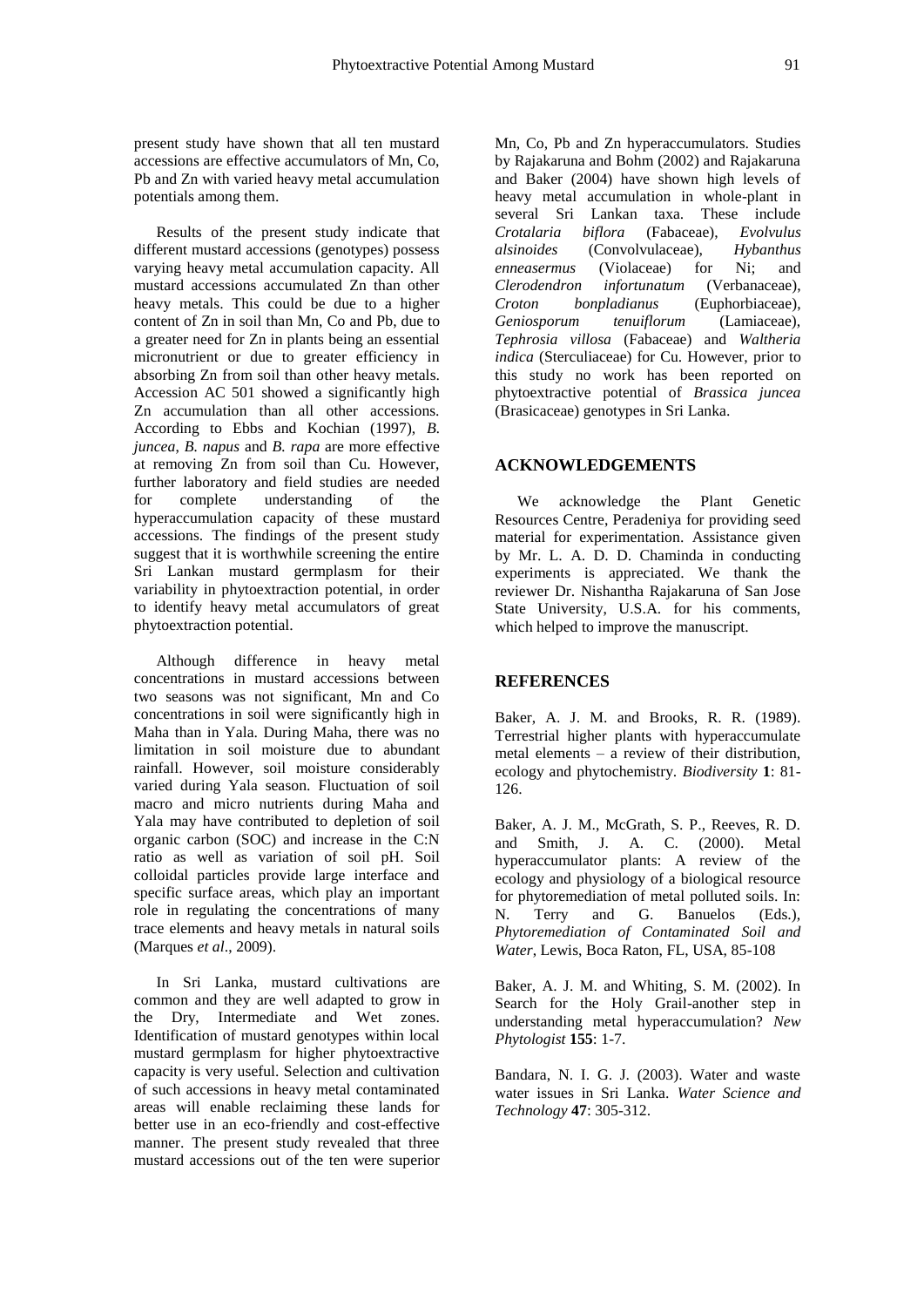present study have shown that all ten mustard accessions are effective accumulators of Mn, Co, Pb and Zn with varied heavy metal accumulation potentials among them.

Results of the present study indicate that different mustard accessions (genotypes) possess varying heavy metal accumulation capacity. All mustard accessions accumulated Zn than other heavy metals. This could be due to a higher content of Zn in soil than Mn, Co and Pb, due to a greater need for Zn in plants being an essential micronutrient or due to greater efficiency in absorbing Zn from soil than other heavy metals. Accession AC 501 showed a significantly high Zn accumulation than all other accessions. According to Ebbs and Kochian (1997), *B. juncea*, *B. napus* and *B. rapa* are more effective at removing Zn from soil than Cu. However, further laboratory and field studies are needed for complete understanding of the hyperaccumulation capacity of these mustard accessions. The findings of the present study suggest that it is worthwhile screening the entire Sri Lankan mustard germplasm for their variability in phytoextraction potential, in order to identify heavy metal accumulators of great phytoextraction potential.

Although difference in heavy metal concentrations in mustard accessions between two seasons was not significant, Mn and Co concentrations in soil were significantly high in Maha than in Yala. During Maha, there was no limitation in soil moisture due to abundant rainfall. However, soil moisture considerably varied during Yala season. Fluctuation of soil macro and micro nutrients during Maha and Yala may have contributed to depletion of soil organic carbon (SOC) and increase in the C:N ratio as well as variation of soil pH. Soil colloidal particles provide large interface and specific surface areas, which play an important role in regulating the concentrations of many trace elements and heavy metals in natural soils (Marques *et al*., 2009).

In Sri Lanka, mustard cultivations are common and they are well adapted to grow in the Dry, Intermediate and Wet zones. Identification of mustard genotypes within local mustard germplasm for higher phytoextractive capacity is very useful. Selection and cultivation of such accessions in heavy metal contaminated areas will enable reclaiming these lands for better use in an eco-friendly and cost-effective manner. The present study revealed that three mustard accessions out of the ten were superior Mn, Co, Pb and Zn hyperaccumulators. Studies by Rajakaruna and Bohm (2002) and Rajakaruna and Baker (2004) have shown high levels of heavy metal accumulation in whole-plant in several Sri Lankan taxa. These include *Crotalaria biflora* (Fabaceae), *Evolvulus alsinoides* (Convolvulaceae), *Hybanthus enneasermus* (Violaceae) for Ni; and *Clerodendron infortunatum* (Verbanaceae), *Croton bonpladianus* (Euphorbiaceae), *Geniosporum tenuiflorum* (Lamiaceae), *Tephrosia villosa* (Fabaceae) and *Waltheria indica* (Sterculiaceae) for Cu. However, prior to this study no work has been reported on phytoextractive potential of *Brassica juncea* (Brasicaceae) genotypes in Sri Lanka.

## ACKNOWLEDGEMENTS

We acknowledge the Plant Genetic Resources Centre, Peradeniya for providing seed material for experimentation. Assistance given by Mr. L. A. D. D. Chaminda in conducting experiments is appreciated. We thank the reviewer Dr. Nishantha Rajakaruna of San Jose State University, U.S.A. for his comments, which helped to improve the manuscript.

## REFERENCES

Baker, A. J. M. and Brooks, R. R. (1989). Terrestrial higher plants with hyperaccumulate metal elements – a review of their distribution, ecology and phytochemistry. *Biodiversity* **1**: 81-126.

Baker, A. J. M., McGrath, S. P., Reeves, R. D. and Smith, J. A. C. (2000). Metal hyperaccumulator plants: A review of the ecology and physiology of a biological resource for phytoremediation of metal polluted soils. In: N. Terry and G. Banuelos (Eds.), *Phytoremediation of Contaminated Soil and Water*, Lewis, Boca Raton, FL, USA, 85-108

Baker, A. J. M. and Whiting, S. M. (2002). In Search for the Holy Grail-another step in understanding metal hyperaccumulation? *New Phytologist* **155**: 1-7.

Bandara, N. I. G. J. (2003). Water and waste water issues in Sri Lanka. *Water Science and Technology* **47**: 305-312.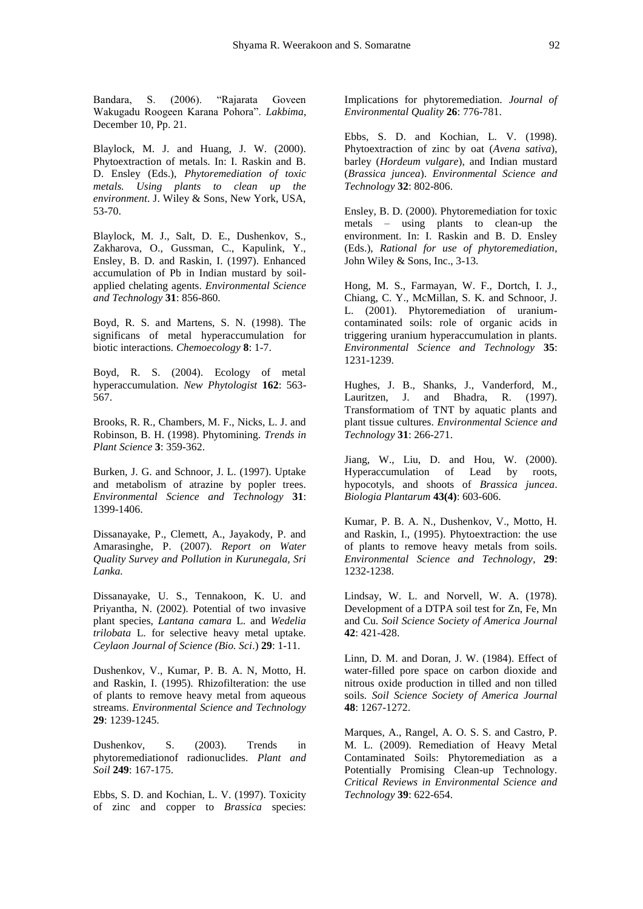Bandara, S. (2006). "Rajarata Goveen Wakugadu Roogeen Karana Pohora". *Lakbima*, December 10, Pp. 21.

Blaylock, M. J. and Huang, J. W. (2000). Phytoextraction of metals. In: I. Raskin and B. D. Ensley (Eds.), *Phytoremediation of toxic metals. Using plants to clean up the environment*. J. Wiley & Sons, New York, USA, 53-70.

Blaylock, M. J., Salt, D. E., Dushenkov, S., Zakharova, O., Gussman, C., Kapulink, Y., Ensley, B. D. and Raskin, I. (1997). Enhanced accumulation of Pb in Indian mustard by soil-applied chelating agents. *Environmental Science and Technology* **31**: 856-860.

Boyd, R. S. and Martens, S. N. (1998). The significans of metal hyperaccumulation for biotic interactions. *Chemoecology* **8**: 1-7.

Boyd, R. S. (2004). Ecology of metal hyperaccumulation. *New Phytologist* **162**: 563-567.

Brooks, R. R., Chambers, M. F., Nicks, L. J. and Robinson, B. H. (1998). Phytomining. *Trends in Plant Science* **3**: 359-362.

Burken, J. G. and Schnoor, J. L. (1997). Uptake and metabolism of atrazine by popler trees. *Environmental Science and Technology* **31**: 1399-1406.

Dissanayake, P., Clemett, A., Jayakody, P. and Amarasinghe, P. (2007). *Report on Water Quality Survey and Pollution in Kurunegala, Sri Lanka.*

Dissanayake, U. S., Tennakoon, K. U. and Priyantha, N. (2002). Potential of two invasive plant species, *Lantana camara* L. and *Wedelia trilobata* L. for selective heavy metal uptake. *Ceylaon Journal of Science (Bio. Sci*.) **29**: 1-11.

Dushenkov, V., Kumar, P. B. A. N, Motto, H. and Raskin, I. (1995). Rhizofiltration: the use of plants to remove heavy metal from aqueous streams. *Environmental Science and Technology* **29**: 1239-1245.

Dushenkov, S. (2003). Trends in phytoremediationof radionuclides. *Plant and Soil* **249**: 167-175.

Ebbs, S. D. and Kochian, L. V. (1997). Toxicity of zinc and copper to *Brassica* species: Implications for phytoremediation. *Journal of Environmental Quality* **26**: 776-781.

Ebbs, S. D. and Kochian, L. V. (1998). Phytoextraction of zinc by oat (*Avena sativa*), barley (*Hordeum vulgare*), and Indian mustard (*Brassica juncea*). *Environmental Science and Technology* **32**: 802-806.

Ensley, B. D. (2000). Phytoremediation for toxic metals – using plants to clean-up the environment. In: I. Raskin and B. D. Ensley (Eds.), *Rational for use of phytoremediation*, John Wiley & Sons, Inc., 3-13.

Hong, M. S., Farmayan, W. F., Dortch, I. J., Chiang, C. Y., McMillan, S. K. and Schnoor, J. L. (2001). Phytoremediation of uranium-contaminated soils: role of organic acids in triggering uranium hyperaccumulation in plants. *Environmental Science and Technology* **35**: 1231-1239.

Hughes, J. B., Shanks, J., Vanderford, M., Lauritzen, J. and Bhadra, R. (1997). Transformatiom of TNT by aquatic plants and plant tissue cultures. *Environmental Science and Technology* **31**: 266-271.

Jiang, W., Liu, D. and Hou, W. (2000). Hyperaccumulation of Lead by roots, hypocotyls, and shoots of *Brassica juncea*. *Biologia Plantarum* **43(4)**: 603-606.

Kumar, P. B. A. N., Dushenkov, V., Motto, H. and Raskin, I., (1995). Phytoextraction: the use of plants to remove heavy metals from soils. *Environmental Science and Technology*, **29**: 1232-1238.

Lindsay, W. L. and Norvell, W. A. (1978). Development of a DTPA soil test for Zn, Fe, Mn and Cu. *Soil Science Society of America Journal* **42**: 421-428.

Linn, D. M. and Doran, J. W. (1984). Effect of water-filled pore space on carbon dioxide and nitrous oxide production in tilled and non tilled soils. *Soil Science Society of America Journal* **48**: 1267-1272.

Marques, A., Rangel, A. O. S. S. and Castro, P. M. L. (2009). Remediation of Heavy Metal Contaminated Soils: Phytoremediation as a Potentially Promising Clean-up Technology. *Critical Reviews in Environmental Science and Technology* **39**: 622-654.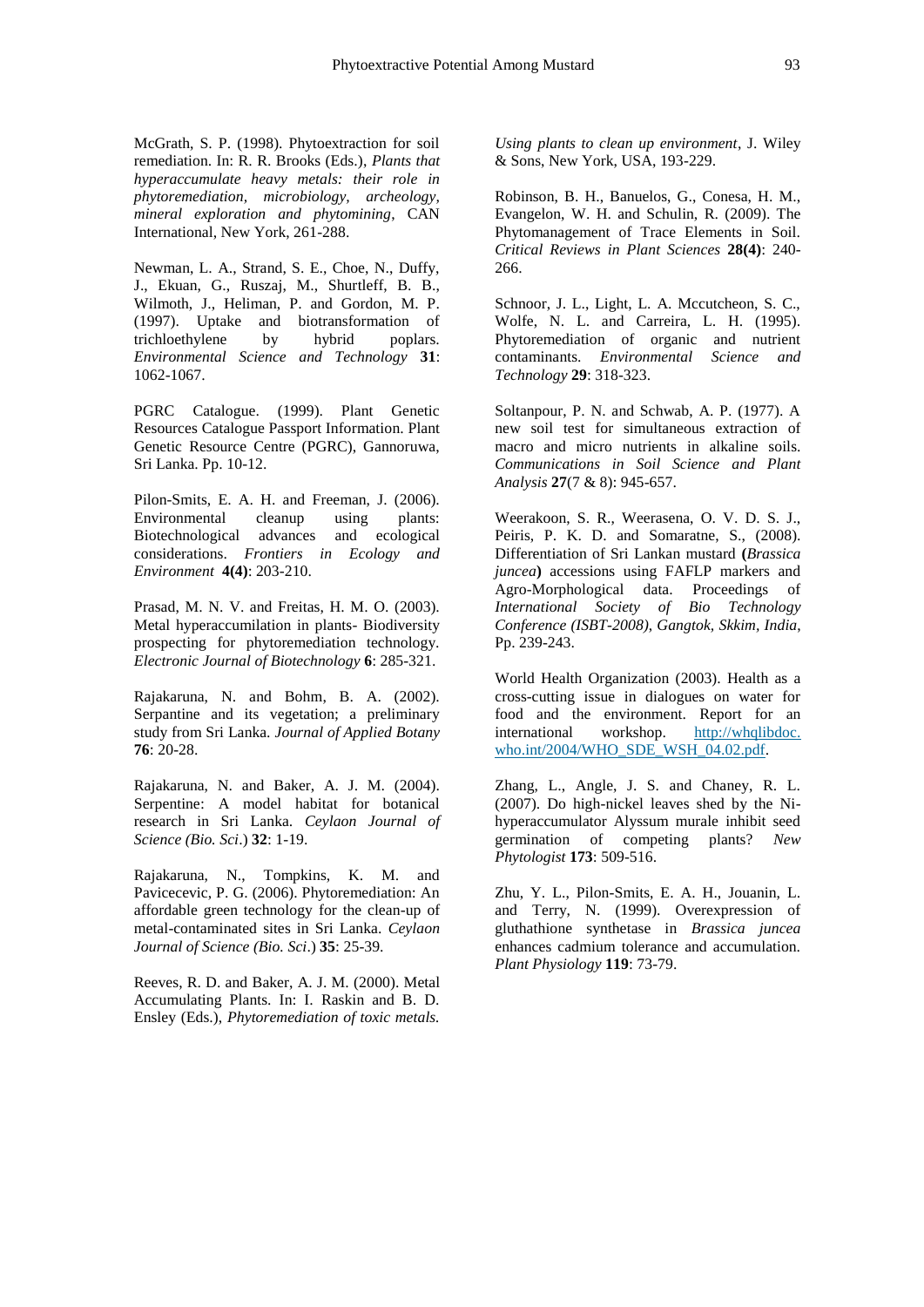McGrath, S. P. (1998). Phytoextraction for soil remediation. In: R. R. Brooks (Eds.), *Plants that hyperaccumulate heavy metals: their role in phytoremediation, microbiology, archeology, mineral exploration and phytomining*, CAN International, New York, 261-288.

Newman, L. A., Strand, S. E., Choe, N., Duffy, J., Ekuan, G., Ruszaj, M., Shurtleff, B. B., Wilmoth, J., Heliman, P. and Gordon, M. P. (1997). Uptake and biotransformation of trichloethylene by hybrid poplars. *Environmental Science and Technology* **31**: 1062-1067.

PGRC Catalogue. (1999). Plant Genetic Resources Catalogue Passport Information. Plant Genetic Resource Centre (PGRC), Gannoruwa, Sri Lanka. Pp. 10-12.

Pilon-Smits, E. A. H. and Freeman, J. (2006). Environmental cleanup using plants: Biotechnological advances and ecological considerations. *Frontiers in Ecology and Environment* **4(4)**: 203-210.

Prasad, M. N. V. and Freitas, H. M. O. (2003). Metal hyperaccumilation in plants- Biodiversity prospecting for phytoremediation technology. *Electronic Journal of Biotechnology* **6**: 285-321.

Rajakaruna, N. and Bohm, B. A. (2002). Serpantine and its vegetation; a preliminary study from Sri Lanka. *Journal of Applied Botany* **76**: 20-28.

Rajakaruna, N. and Baker, A. J. M. (2004). Serpentine: A model habitat for botanical research in Sri Lanka. *Ceylaon Journal of Science (Bio. Sci.)* **32**: 1-19.

Rajakaruna, N., Tompkins, K. M. and Pavicecevic, P. G. (2006). Phytoremediation: An affordable green technology for the clean-up of metal-contaminated sites in Sri Lanka. *Ceylaon Journal of Science (Bio. Sci.)* **35**: 25-39.

Reeves, R. D. and Baker, A. J. M. (2000). Metal Accumulating Plants. In: I. Raskin and B. D. Ensley (Eds.), *Phytoremediation of toxic metals. Using plants to clean up environment*, J. Wiley & Sons, New York, USA, 193-229.

Robinson, B. H., Banuelos, G., Conesa, H. M., Evangelon, W. H. and Schulin, R. (2009). The Phytomanagement of Trace Elements in Soil. *Critical Reviews in Plant Sciences* **28(4)**: 240-266.

Schnoor, J. L., Light, L. A. Mccutcheon, S. C., Wolfe, N. L. and Carreira, L. H. (1995). Phytoremediation of organic and nutrient contaminants. *Environmental Science and Technology* **29**: 318-323.

Soltanpour, P. N. and Schwab, A. P. (1977). A new soil test for simultaneous extraction of macro and micro nutrients in alkaline soils. *Communications in Soil Science and Plant Analysis* **27**(7 & 8): 945-657.

Weerakoon, S. R., Weerasena, O. V. D. S. J., Peiris, P. K. D. and Somaratne, S., (2008). Differentiation of Sri Lankan mustard **(***Brassica juncea***)** accessions using FAFLP markers and Agro-Morphological data. Proceedings of *International Society of Bio Technology Conference (ISBT-2008), Gangtok, Skkim, India*, Pp. 239-243.

World Health Organization (2003). Health as a cross-cutting issue in dialogues on water for food and the environment. Report for an international workshop. http://whqlibdoc.who.int/2004/WHO_SDE_WSH_04.02.pdf.

Zhang, L., Angle, J. S. and Chaney, R. L. (2007). Do high-nickel leaves shed by the Ni-hyperaccumulator Alyssum murale inhibit seed germination of competing plants? *New Phytologist* **173**: 509-516.

Zhu, Y. L., Pilon-Smits, E. A. H., Jouanin, L. and Terry, N. (1999). Overexpression of gluthathione synthetase in *Brassica juncea* enhances cadmium tolerance and accumulation. *Plant Physiology* **119**: 73-79.